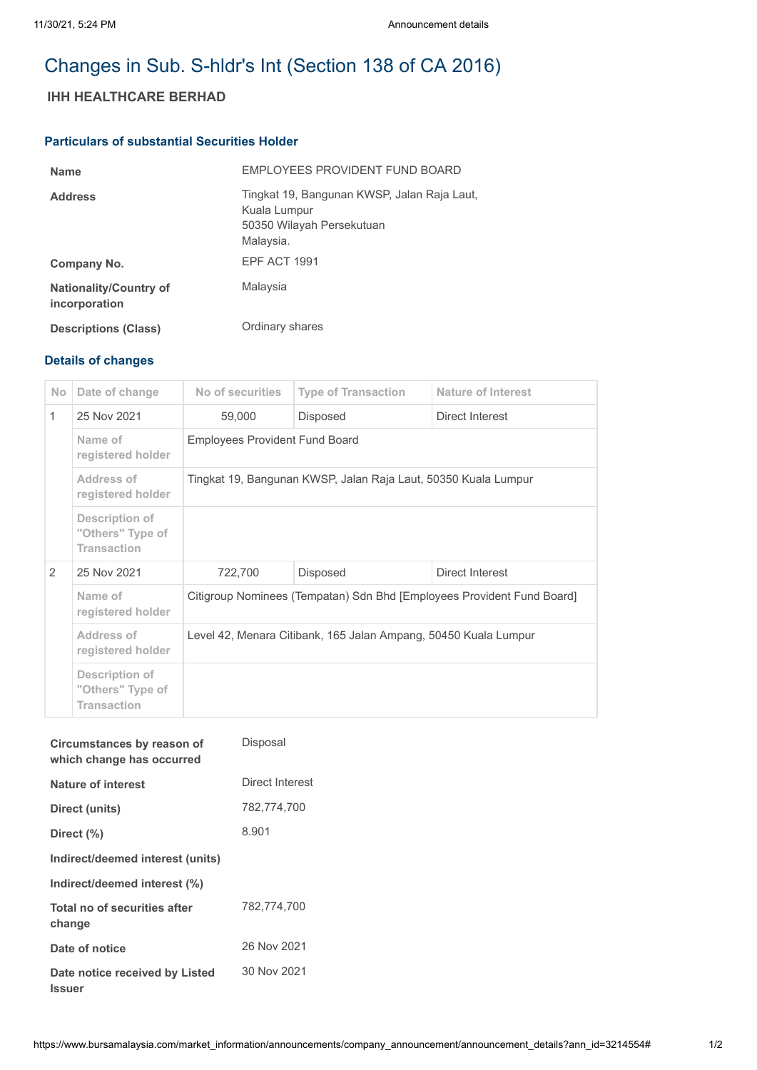# Changes in Sub. S-hldr's Int (Section 138 of CA 2016)

## IHH HEALTHCARE BERHAD

### Particulars of substantial Securities Holder

| | |
|---|---|
| **Name** | EMPLOYEES PROVIDENT FUND BOARD |
| **Address** | Tingkat 19, Bangunan KWSP, Jalan Raja Laut, Kuala Lumpur 50350 Wilayah Persekutuan Malaysia. |
| **Company No.** | EPF ACT 1991 |
| **Nationality/Country of incorporation** | Malaysia |
| **Descriptions (Class)** | Ordinary shares |

### Details of changes

| No | Date of change | No of securities | Type of Transaction | Nature of Interest |
|---|---|---|---|---|
| 1 | 25 Nov 2021 | 59,000 | Disposed | Direct Interest |
| | Name of registered holder | Employees Provident Fund Board | | |
| | Address of registered holder | Tingkat 19, Bangunan KWSP, Jalan Raja Laut, 50350 Kuala Lumpur | | |
| | Description of "Others" Type of Transaction | | | |
| 2 | 25 Nov 2021 | 722,700 | Disposed | Direct Interest |
| | Name of registered holder | Citigroup Nominees (Tempatan) Sdn Bhd [Employees Provident Fund Board] | | |
| | Address of registered holder | Level 42, Menara Citibank, 165 Jalan Ampang, 50450 Kuala Lumpur | | |
| | Description of "Others" Type of Transaction | | | |

| | |
|---|---|
| **Circumstances by reason of which change has occurred** | Disposal |
| **Nature of interest** | Direct Interest |
| **Direct (units)** | 782,774,700 |
| **Direct (%)** | 8.901 |
| **Indirect/deemed interest (units)** | |
| **Indirect/deemed interest (%)** | |
| **Total no of securities after change** | 782,774,700 |
| **Date of notice** | 26 Nov 2021 |
| **Date notice received by Listed Issuer** | 30 Nov 2021 |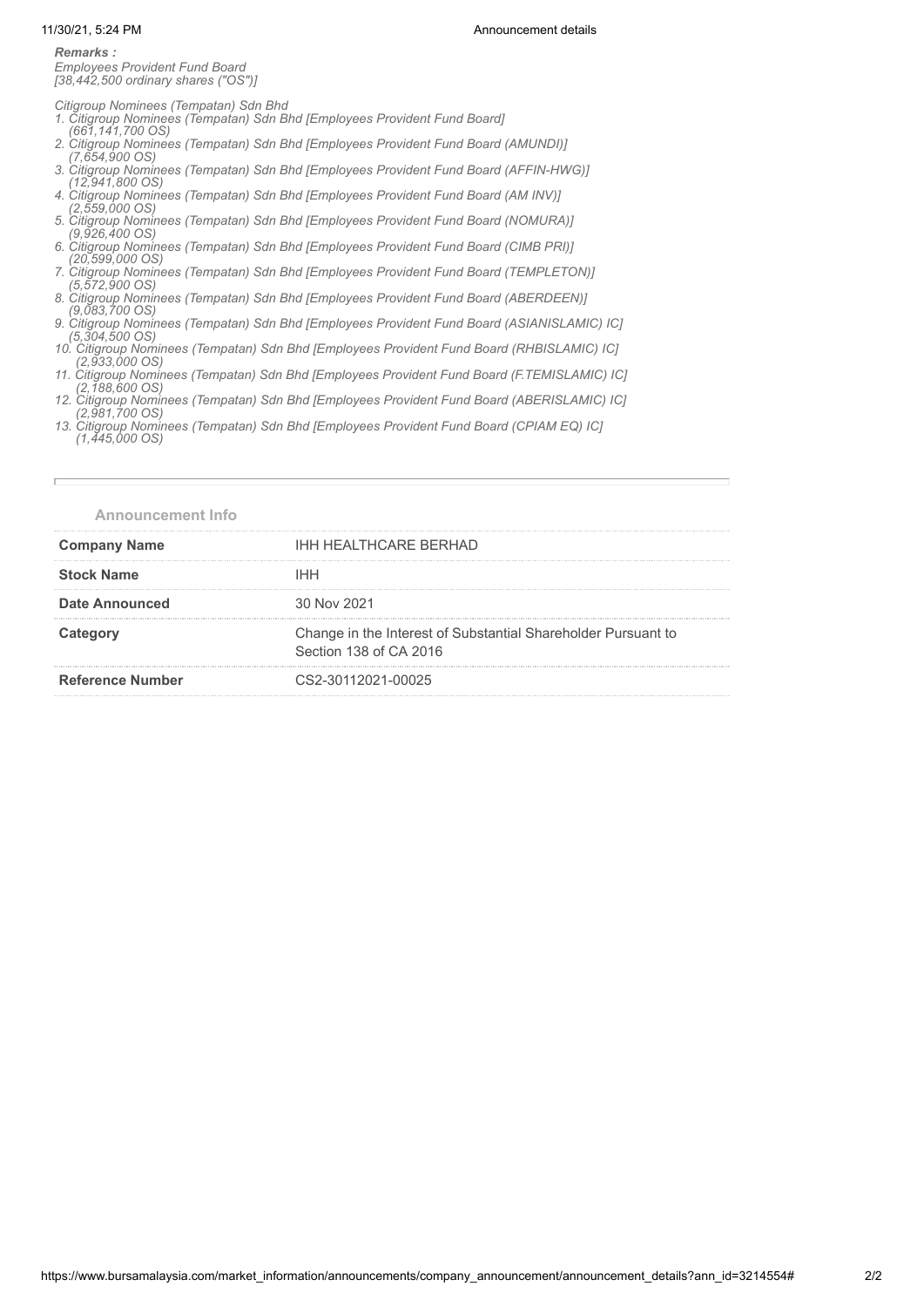***Remarks :***
*Employees Provident Fund Board*
*[38,442,500 ordinary shares ("OS")]*

*Citigroup Nominees (Tempatan) Sdn Bhd*
1. *Citigroup Nominees (Tempatan) Sdn Bhd [Employees Provident Fund Board] (661,141,700 OS)*
2. *Citigroup Nominees (Tempatan) Sdn Bhd [Employees Provident Fund Board (AMUNDI)] (7,654,900 OS)*
3. *Citigroup Nominees (Tempatan) Sdn Bhd [Employees Provident Fund Board (AFFIN-HWG)] (12,941,800 OS)*
4. *Citigroup Nominees (Tempatan) Sdn Bhd [Employees Provident Fund Board (AM INV)] (2,559,000 OS)*
5. *Citigroup Nominees (Tempatan) Sdn Bhd [Employees Provident Fund Board (NOMURA)] (9,926,400 OS)*
6. *Citigroup Nominees (Tempatan) Sdn Bhd [Employees Provident Fund Board (CIMB PRI)] (20,599,000 OS)*
7. *Citigroup Nominees (Tempatan) Sdn Bhd [Employees Provident Fund Board (TEMPLETON)] (5,572,900 OS)*
8. *Citigroup Nominees (Tempatan) Sdn Bhd [Employees Provident Fund Board (ABERDEEN)] (9,083,700 OS)*
9. *Citigroup Nominees (Tempatan) Sdn Bhd [Employees Provident Fund Board (ASIANISLAMIC) IC] (5,304,500 OS)*
10. *Citigroup Nominees (Tempatan) Sdn Bhd [Employees Provident Fund Board (RHBISLAMIC) IC] (2,933,000 OS)*
11. *Citigroup Nominees (Tempatan) Sdn Bhd [Employees Provident Fund Board (F.TEMISLAMIC) IC] (2,188,600 OS)*
12. *Citigroup Nominees (Tempatan) Sdn Bhd [Employees Provident Fund Board (ABERISLAMIC) IC] (2,981,700 OS)*
13. *Citigroup Nominees (Tempatan) Sdn Bhd [Employees Provident Fund Board (CPIAM EQ) IC] (1,445,000 OS)*

### Announcement Info

| | |
|---|---|
| **Company Name** | IHH HEALTHCARE BERHAD |
| **Stock Name** | IHH |
| **Date Announced** | 30 Nov 2021 |
| **Category** | Change in the Interest of Substantial Shareholder Pursuant to Section 138 of CA 2016 |
| **Reference Number** | CS2-30112021-00025 |